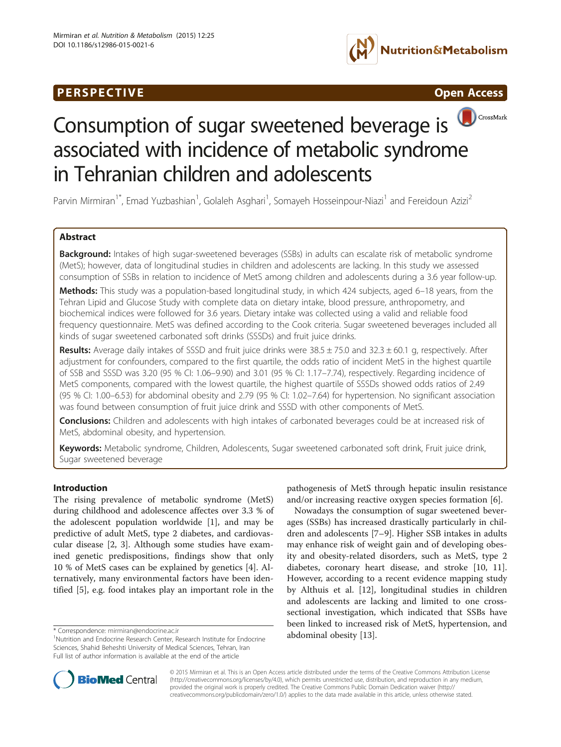PERSPECTIVE

Open Access

# Consumption of sugar sweetened beverage is associated with incidence of metabolic syndrome in Tehranian children and adolescents

Parvin Mirmiran[1*], Emad Yuzbashian[1], Golaleh Asghari[1], Somayeh Hosseinpour-Niazi[1] and Fereidoun Azizi[2]

## Abstract

**Background:** Intakes of high sugar-sweetened beverages (SSBs) in adults can escalate risk of metabolic syndrome (MetS); however, data of longitudinal studies in children and adolescents are lacking. In this study we assessed consumption of SSBs in relation to incidence of MetS among children and adolescents during a 3.6 year follow-up.

**Methods:** This study was a population-based longitudinal study, in which 424 subjects, aged 6–18 years, from the Tehran Lipid and Glucose Study with complete data on dietary intake, blood pressure, anthropometry, and biochemical indices were followed for 3.6 years. Dietary intake was collected using a valid and reliable food frequency questionnaire. MetS was defined according to the Cook criteria. Sugar sweetened beverages included all kinds of sugar sweetened carbonated soft drinks (SSSDs) and fruit juice drinks.

**Results:** Average daily intakes of SSSD and fruit juice drinks were 38.5 ± 75.0 and 32.3 ± 60.1 g, respectively. After adjustment for confounders, compared to the first quartile, the odds ratio of incident MetS in the highest quartile of SSB and SSSD was 3.20 (95 % CI: 1.06–9.90) and 3.01 (95 % CI: 1.17–7.74), respectively. Regarding incidence of MetS components, compared with the lowest quartile, the highest quartile of SSSDs showed odds ratios of 2.49 (95 % CI: 1.00–6.53) for abdominal obesity and 2.79 (95 % CI: 1.02–7.64) for hypertension. No significant association was found between consumption of fruit juice drink and SSSD with other components of MetS.

**Conclusions:** Children and adolescents with high intakes of carbonated beverages could be at increased risk of MetS, abdominal obesity, and hypertension.

**Keywords:** Metabolic syndrome, Children, Adolescents, Sugar sweetened carbonated soft drink, Fruit juice drink, Sugar sweetened beverage

## Introduction

The rising prevalence of metabolic syndrome (MetS) during childhood and adolescence affectes over 3.3 % of the adolescent population worldwide [1], and may be predictive of adult MetS, type 2 diabetes, and cardiovascular disease [2, 3]. Although some studies have examined genetic predispositions, findings show that only 10 % of MetS cases can be explained by genetics [4]. Alternatively, many environmental factors have been identified [5], e.g. food intakes play an important role in the pathogenesis of MetS through hepatic insulin resistance and/or increasing reactive oxygen species formation [6].

Nowadays the consumption of sugar sweetened beverages (SSBs) has increased drastically particularly in children and adolescents [7–9]. Higher SSB intakes in adults may enhance risk of weight gain and of developing obesity and obesity-related disorders, such as MetS, type 2 diabetes, coronary heart disease, and stroke [10, 11]. However, according to a recent evidence mapping study by Althuis et al. [12], longitudinal studies in children and adolescents are lacking and limited to one cross-sectional investigation, which indicated that SSBs have been linked to increased risk of MetS, hypertension, and abdominal obesity [13].

* Correspondence: mirmiran@endocrine.ac.ir
[1]Nutrition and Endocrine Research Center, Research Institute for Endocrine Sciences, Shahid Beheshti University of Medical Sciences, Tehran, Iran
Full list of author information is available at the end of the article

© 2015 Mirmiran et al. This is an Open Access article distributed under the terms of the Creative Commons Attribution License (http://creativecommons.org/licenses/by/4.0), which permits unrestricted use, distribution, and reproduction in any medium, provided the original work is properly credited. The Creative Commons Public Domain Dedication waiver (http://creativecommons.org/publicdomain/zero/1.0/) applies to the data made available in this article, unless otherwise stated.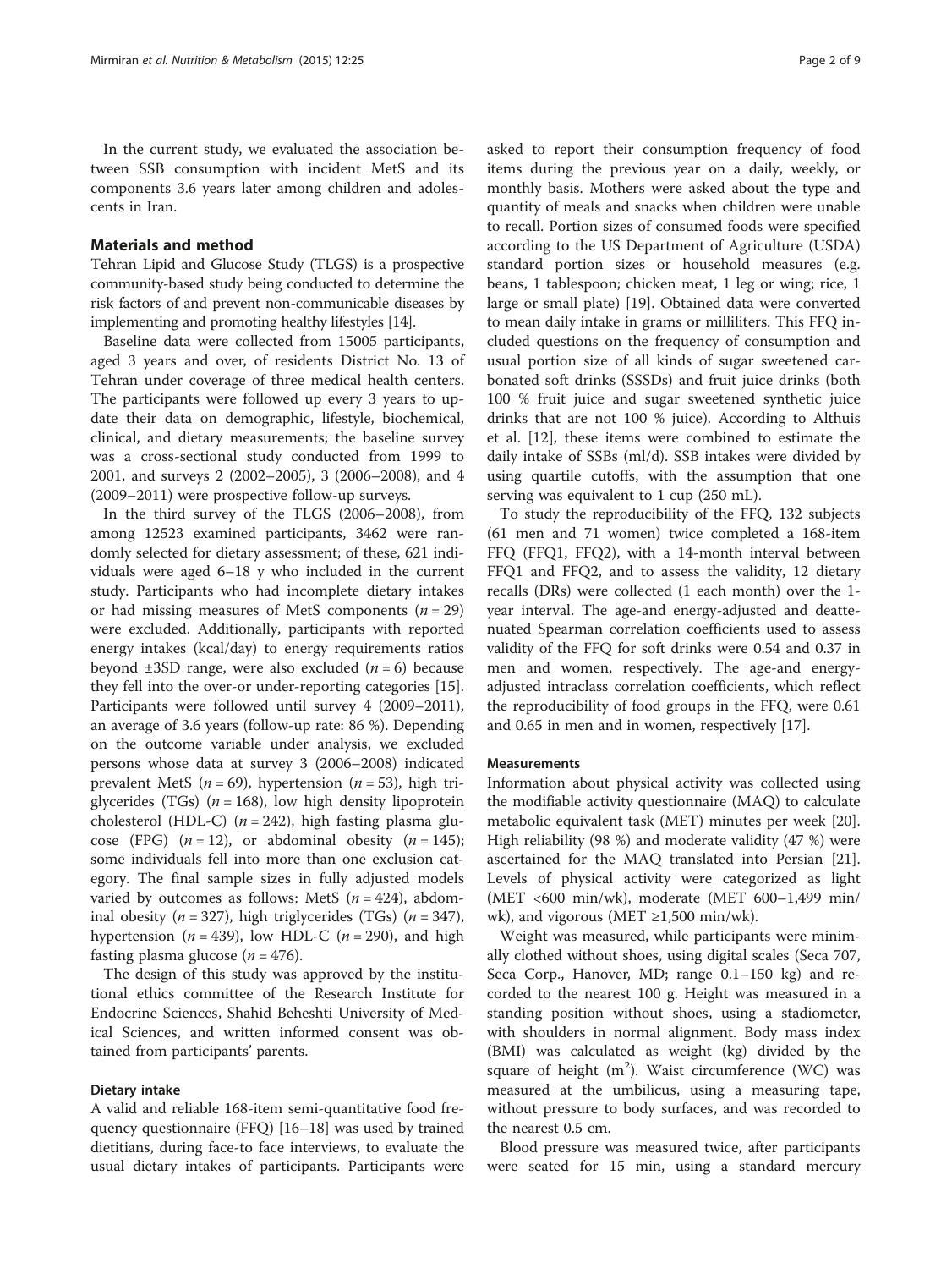In the current study, we evaluated the association between SSB consumption with incident MetS and its components 3.6 years later among children and adolescents in Iran.

## Materials and method

Tehran Lipid and Glucose Study (TLGS) is a prospective community-based study being conducted to determine the risk factors of and prevent non-communicable diseases by implementing and promoting healthy lifestyles [14].

Baseline data were collected from 15005 participants, aged 3 years and over, of residents District No. 13 of Tehran under coverage of three medical health centers. The participants were followed up every 3 years to update their data on demographic, lifestyle, biochemical, clinical, and dietary measurements; the baseline survey was a cross-sectional study conducted from 1999 to 2001, and surveys 2 (2002–2005), 3 (2006–2008), and 4 (2009–2011) were prospective follow-up surveys.

In the third survey of the TLGS (2006–2008), from among 12523 examined participants, 3462 were randomly selected for dietary assessment; of these, 621 individuals were aged 6–18 y who included in the current study. Participants who had incomplete dietary intakes or had missing measures of MetS components ($n = 29$) were excluded. Additionally, participants with reported energy intakes (kcal/day) to energy requirements ratios beyond ±3SD range, were also excluded ($n = 6$) because they fell into the over-or under-reporting categories [15]. Participants were followed until survey 4 (2009–2011), an average of 3.6 years (follow-up rate: 86 %). Depending on the outcome variable under analysis, we excluded persons whose data at survey 3 (2006–2008) indicated prevalent MetS ($n = 69$), hypertension ($n = 53$), high triglycerides (TGs) ($n = 168$), low high density lipoprotein cholesterol (HDL-C) ($n = 242$), high fasting plasma glucose (FPG) ($n = 12$), or abdominal obesity ($n = 145$); some individuals fell into more than one exclusion category. The final sample sizes in fully adjusted models varied by outcomes as follows: MetS ($n = 424$), abdominal obesity ($n = 327$), high triglycerides (TGs) ($n = 347$), hypertension ($n = 439$), low HDL-C ($n = 290$), and high fasting plasma glucose ($n = 476$).

The design of this study was approved by the institutional ethics committee of the Research Institute for Endocrine Sciences, Shahid Beheshti University of Medical Sciences, and written informed consent was obtained from participants' parents.

### Dietary intake

A valid and reliable 168-item semi-quantitative food frequency questionnaire (FFQ) [16–18] was used by trained dietitians, during face-to face interviews, to evaluate the usual dietary intakes of participants. Participants were asked to report their consumption frequency of food items during the previous year on a daily, weekly, or monthly basis. Mothers were asked about the type and quantity of meals and snacks when children were unable to recall. Portion sizes of consumed foods were specified according to the US Department of Agriculture (USDA) standard portion sizes or household measures (e.g. beans, 1 tablespoon; chicken meat, 1 leg or wing; rice, 1 large or small plate) [19]. Obtained data were converted to mean daily intake in grams or milliliters. This FFQ included questions on the frequency of consumption and usual portion size of all kinds of sugar sweetened carbonated soft drinks (SSSDs) and fruit juice drinks (both 100 % fruit juice and sugar sweetened synthetic juice drinks that are not 100 % juice). According to Althuis et al. [12], these items were combined to estimate the daily intake of SSBs (ml/d). SSB intakes were divided by using quartile cutoffs, with the assumption that one serving was equivalent to 1 cup (250 mL).

To study the reproducibility of the FFQ, 132 subjects (61 men and 71 women) twice completed a 168-item FFQ (FFQ1, FFQ2), with a 14-month interval between FFQ1 and FFQ2, and to assess the validity, 12 dietary recalls (DRs) were collected (1 each month) over the 1-year interval. The age-and energy-adjusted and deattenuated Spearman correlation coefficients used to assess validity of the FFQ for soft drinks were 0.54 and 0.37 in men and women, respectively. The age-and energy-adjusted intraclass correlation coefficients, which reflect the reproducibility of food groups in the FFQ, were 0.61 and 0.65 in men and in women, respectively [17].

### Measurements

Information about physical activity was collected using the modifiable activity questionnaire (MAQ) to calculate metabolic equivalent task (MET) minutes per week [20]. High reliability (98 %) and moderate validity (47 %) were ascertained for the MAQ translated into Persian [21]. Levels of physical activity were categorized as light (MET <600 min/wk), moderate (MET 600–1,499 min/wk), and vigorous (MET ≥1,500 min/wk).

Weight was measured, while participants were minimally clothed without shoes, using digital scales (Seca 707, Seca Corp., Hanover, MD; range 0.1–150 kg) and recorded to the nearest 100 g. Height was measured in a standing position without shoes, using a stadiometer, with shoulders in normal alignment. Body mass index (BMI) was calculated as weight (kg) divided by the square of height ($m^2$). Waist circumference (WC) was measured at the umbilicus, using a measuring tape, without pressure to body surfaces, and was recorded to the nearest 0.5 cm.

Blood pressure was measured twice, after participants were seated for 15 min, using a standard mercury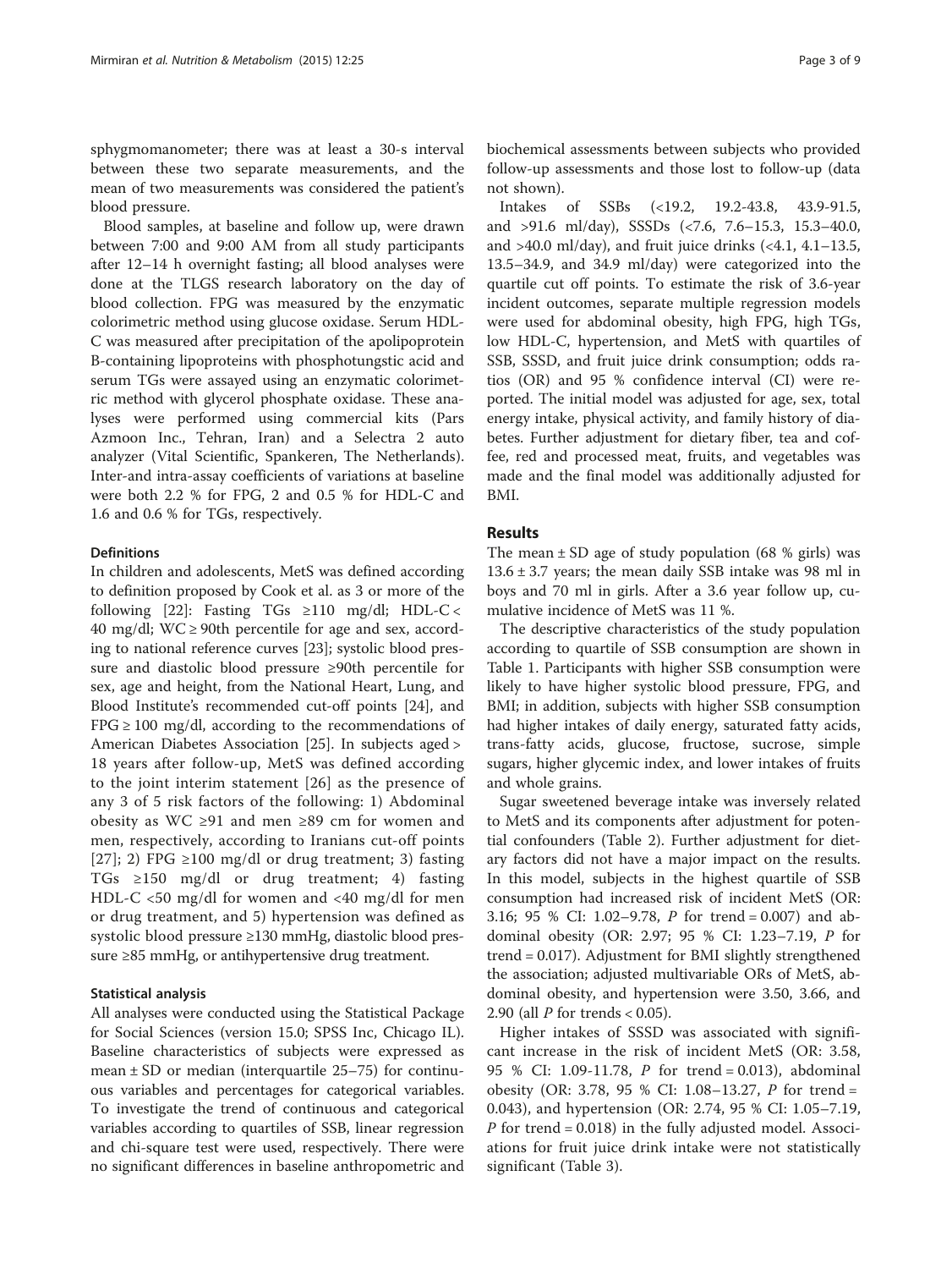sphygmomanometer; there was at least a 30-s interval between these two separate measurements, and the mean of two measurements was considered the patient's blood pressure.

Blood samples, at baseline and follow up, were drawn between 7:00 and 9:00 AM from all study participants after 12–14 h overnight fasting; all blood analyses were done at the TLGS research laboratory on the day of blood collection. FPG was measured by the enzymatic colorimetric method using glucose oxidase. Serum HDL-C was measured after precipitation of the apolipoprotein B-containing lipoproteins with phosphotungstic acid and serum TGs were assayed using an enzymatic colorimetric method with glycerol phosphate oxidase. These analyses were performed using commercial kits (Pars Azmoon Inc., Tehran, Iran) and a Selectra 2 auto analyzer (Vital Scientific, Spankeren, The Netherlands). Inter-and intra-assay coefficients of variations at baseline were both 2.2 % for FPG, 2 and 0.5 % for HDL-C and 1.6 and 0.6 % for TGs, respectively.

### Definitions

In children and adolescents, MetS was defined according to definition proposed by Cook et al. as 3 or more of the following [22]: Fasting TGs ≥110 mg/dl; HDL-C < 40 mg/dl; WC ≥ 90th percentile for age and sex, according to national reference curves [23]; systolic blood pressure and diastolic blood pressure ≥90th percentile for sex, age and height, from the National Heart, Lung, and Blood Institute's recommended cut-off points [24], and FPG ≥ 100 mg/dl, according to the recommendations of American Diabetes Association [25]. In subjects aged > 18 years after follow-up, MetS was defined according to the joint interim statement [26] as the presence of any 3 of 5 risk factors of the following: 1) Abdominal obesity as WC ≥91 and men ≥89 cm for women and men, respectively, according to Iranians cut-off points [27]; 2) FPG ≥100 mg/dl or drug treatment; 3) fasting TGs ≥150 mg/dl or drug treatment; 4) fasting HDL-C <50 mg/dl for women and <40 mg/dl for men or drug treatment, and 5) hypertension was defined as systolic blood pressure ≥130 mmHg, diastolic blood pressure ≥85 mmHg, or antihypertensive drug treatment.

### Statistical analysis

All analyses were conducted using the Statistical Package for Social Sciences (version 15.0; SPSS Inc, Chicago IL). Baseline characteristics of subjects were expressed as mean ± SD or median (interquartile 25–75) for continuous variables and percentages for categorical variables. To investigate the trend of continuous and categorical variables according to quartiles of SSB, linear regression and chi-square test were used, respectively. There were no significant differences in baseline anthropometric and biochemical assessments between subjects who provided follow-up assessments and those lost to follow-up (data not shown).

Intakes of SSBs (<19.2, 19.2-43.8, 43.9-91.5, and >91.6 ml/day), SSSDs (<7.6, 7.6–15.3, 15.3–40.0, and >40.0 ml/day), and fruit juice drinks (<4.1, 4.1–13.5, 13.5–34.9, and 34.9 ml/day) were categorized into the quartile cut off points. To estimate the risk of 3.6-year incident outcomes, separate multiple regression models were used for abdominal obesity, high FPG, high TGs, low HDL-C, hypertension, and MetS with quartiles of SSB, SSSD, and fruit juice drink consumption; odds ratios (OR) and 95 % confidence interval (CI) were reported. The initial model was adjusted for age, sex, total energy intake, physical activity, and family history of diabetes. Further adjustment for dietary fiber, tea and coffee, red and processed meat, fruits, and vegetables was made and the final model was additionally adjusted for BMI.

## Results

The mean ± SD age of study population (68 % girls) was 13.6 ± 3.7 years; the mean daily SSB intake was 98 ml in boys and 70 ml in girls. After a 3.6 year follow up, cumulative incidence of MetS was 11 %.

The descriptive characteristics of the study population according to quartile of SSB consumption are shown in Table 1. Participants with higher SSB consumption were likely to have higher systolic blood pressure, FPG, and BMI; in addition, subjects with higher SSB consumption had higher intakes of daily energy, saturated fatty acids, trans-fatty acids, glucose, fructose, sucrose, simple sugars, higher glycemic index, and lower intakes of fruits and whole grains.

Sugar sweetened beverage intake was inversely related to MetS and its components after adjustment for potential confounders (Table 2). Further adjustment for dietary factors did not have a major impact on the results. In this model, subjects in the highest quartile of SSB consumption had increased risk of incident MetS (OR: 3.16; 95 % CI: 1.02–9.78, *P* for trend = 0.007) and abdominal obesity (OR: 2.97; 95 % CI: 1.23–7.19, *P* for trend = 0.017). Adjustment for BMI slightly strengthened the association; adjusted multivariable ORs of MetS, abdominal obesity, and hypertension were 3.50, 3.66, and 2.90 (all *P* for trends < 0.05).

Higher intakes of SSSD was associated with significant increase in the risk of incident MetS (OR: 3.58, 95 % CI: 1.09-11.78, *P* for trend = 0.013), abdominal obesity (OR: 3.78, 95 % CI: 1.08–13.27, *P* for trend = 0.043), and hypertension (OR: 2.74, 95 % CI: 1.05–7.19, *P* for trend = 0.018) in the fully adjusted model. Associations for fruit juice drink intake were not statistically significant (Table 3).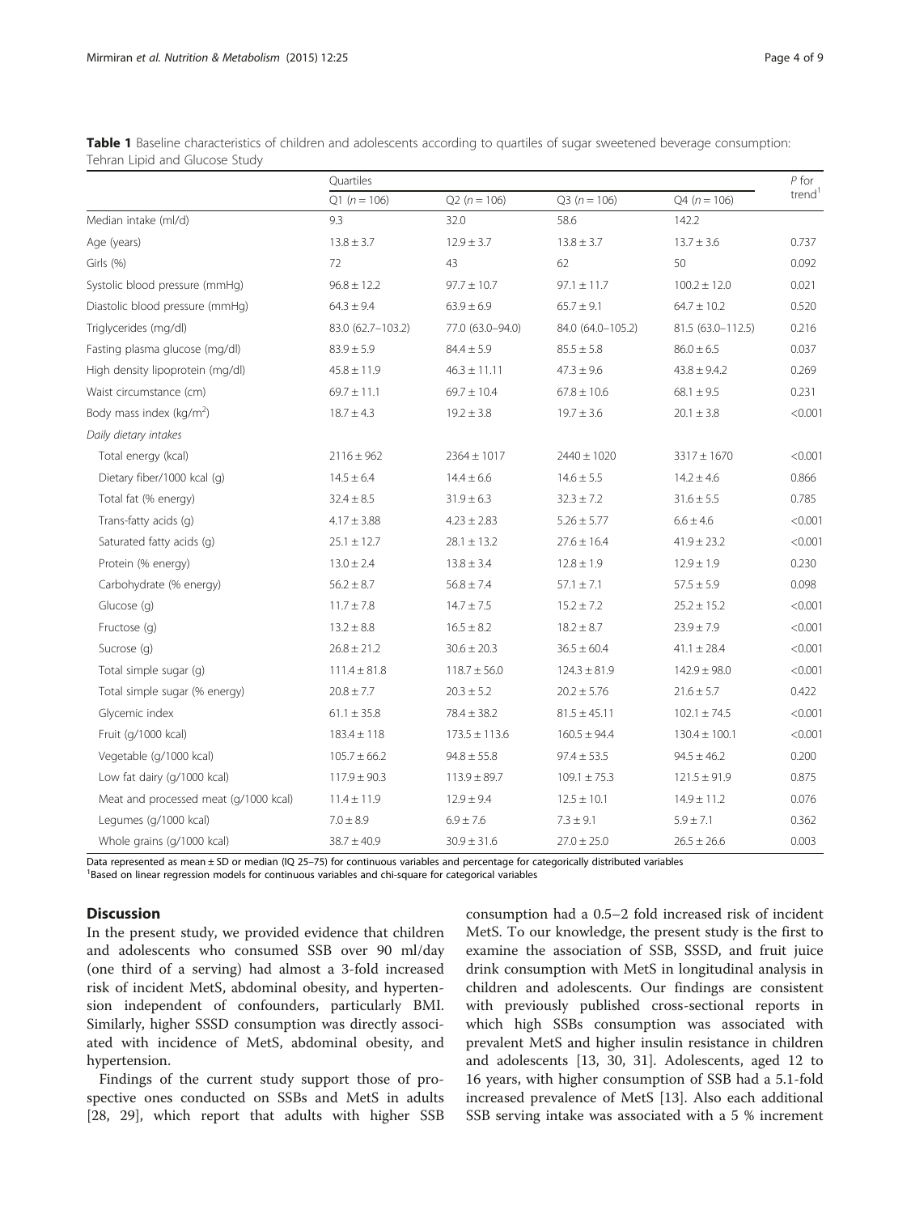**Table 1** Baseline characteristics of children and adolescents according to quartiles of sugar sweetened beverage consumption: Tehran Lipid and Glucose Study

| | Quartiles | | | | P for trend[1] |
|---|---|---|---|---|---|
| | Q1 (n = 106) | Q2 (n = 106) | Q3 (n = 106) | Q4 (n = 106) | |
| Median intake (ml/d) | 9.3 | 32.0 | 58.6 | 142.2 | |
| Age (years) | 13.8 ± 3.7 | 12.9 ± 3.7 | 13.8 ± 3.7 | 13.7 ± 3.6 | 0.737 |
| Girls (%) | 72 | 43 | 62 | 50 | 0.092 |
| Systolic blood pressure (mmHg) | 96.8 ± 12.2 | 97.7 ± 10.7 | 97.1 ± 11.7 | 100.2 ± 12.0 | 0.021 |
| Diastolic blood pressure (mmHg) | 64.3 ± 9.4 | 63.9 ± 6.9 | 65.7 ± 9.1 | 64.7 ± 10.2 | 0.520 |
| Triglycerides (mg/dl) | 83.0 (62.7–103.2) | 77.0 (63.0–94.0) | 84.0 (64.0–105.2) | 81.5 (63.0–112.5) | 0.216 |
| Fasting plasma glucose (mg/dl) | 83.9 ± 5.9 | 84.4 ± 5.9 | 85.5 ± 5.8 | 86.0 ± 6.5 | 0.037 |
| High density lipoprotein (mg/dl) | 45.8 ± 11.9 | 46.3 ± 11.11 | 47.3 ± 9.6 | 43.8 ± 9.4.2 | 0.269 |
| Waist circumstance (cm) | 69.7 ± 11.1 | 69.7 ± 10.4 | 67.8 ± 10.6 | 68.1 ± 9.5 | 0.231 |
| Body mass index (kg/m$^2$) | 18.7 ± 4.3 | 19.2 ± 3.8 | 19.7 ± 3.6 | 20.1 ± 3.8 | <0.001 |
| *Daily dietary intakes* | | | | | |
| Total energy (kcal) | 2116 ± 962 | 2364 ± 1017 | 2440 ± 1020 | 3317 ± 1670 | <0.001 |
| Dietary fiber/1000 kcal (g) | 14.5 ± 6.4 | 14.4 ± 6.6 | 14.6 ± 5.5 | 14.2 ± 4.6 | 0.866 |
| Total fat (% energy) | 32.4 ± 8.5 | 31.9 ± 6.3 | 32.3 ± 7.2 | 31.6 ± 5.5 | 0.785 |
| Trans-fatty acids (g) | 4.17 ± 3.88 | 4.23 ± 2.83 | 5.26 ± 5.77 | 6.6 ± 4.6 | <0.001 |
| Saturated fatty acids (g) | 25.1 ± 12.7 | 28.1 ± 13.2 | 27.6 ± 16.4 | 41.9 ± 23.2 | <0.001 |
| Protein (% energy) | 13.0 ± 2.4 | 13.8 ± 3.4 | 12.8 ± 1.9 | 12.9 ± 1.9 | 0.230 |
| Carbohydrate (% energy) | 56.2 ± 8.7 | 56.8 ± 7.4 | 57.1 ± 7.1 | 57.5 ± 5.9 | 0.098 |
| Glucose (g) | 11.7 ± 7.8 | 14.7 ± 7.5 | 15.2 ± 7.2 | 25.2 ± 15.2 | <0.001 |
| Fructose (g) | 13.2 ± 8.8 | 16.5 ± 8.2 | 18.2 ± 8.7 | 23.9 ± 7.9 | <0.001 |
| Sucrose (g) | 26.8 ± 21.2 | 30.6 ± 20.3 | 36.5 ± 60.4 | 41.1 ± 28.4 | <0.001 |
| Total simple sugar (g) | 111.4 ± 81.8 | 118.7 ± 56.0 | 124.3 ± 81.9 | 142.9 ± 98.0 | <0.001 |
| Total simple sugar (% energy) | 20.8 ± 7.7 | 20.3 ± 5.2 | 20.2 ± 5.76 | 21.6 ± 5.7 | 0.422 |
| Glycemic index | 61.1 ± 35.8 | 78.4 ± 38.2 | 81.5 ± 45.11 | 102.1 ± 74.5 | <0.001 |
| Fruit (g/1000 kcal) | 183.4 ± 118 | 173.5 ± 113.6 | 160.5 ± 94.4 | 130.4 ± 100.1 | <0.001 |
| Vegetable (g/1000 kcal) | 105.7 ± 66.2 | 94.8 ± 55.8 | 97.4 ± 53.5 | 94.5 ± 46.2 | 0.200 |
| Low fat dairy (g/1000 kcal) | 117.9 ± 90.3 | 113.9 ± 89.7 | 109.1 ± 75.3 | 121.5 ± 91.9 | 0.875 |
| Meat and processed meat (g/1000 kcal) | 11.4 ± 11.9 | 12.9 ± 9.4 | 12.5 ± 10.1 | 14.9 ± 11.2 | 0.076 |
| Legumes (g/1000 kcal) | 7.0 ± 8.9 | 6.9 ± 7.6 | 7.3 ± 9.1 | 5.9 ± 7.1 | 0.362 |
| Whole grains (g/1000 kcal) | 38.7 ± 40.9 | 30.9 ± 31.6 | 27.0 ± 25.0 | 26.5 ± 26.6 | 0.003 |

Data represented as mean ± SD or median (IQ 25–75) for continuous variables and percentage for categorically distributed variables
[1]Based on linear regression models for continuous variables and chi-square for categorical variables

## Discussion

In the present study, we provided evidence that children and adolescents who consumed SSB over 90 ml/day (one third of a serving) had almost a 3-fold increased risk of incident MetS, abdominal obesity, and hypertension independent of confounders, particularly BMI. Similarly, higher SSSD consumption was directly associated with incidence of MetS, abdominal obesity, and hypertension.

Findings of the current study support those of prospective ones conducted on SSBs and MetS in adults [28, 29], which report that adults with higher SSB consumption had a 0.5–2 fold increased risk of incident MetS. To our knowledge, the present study is the first to examine the association of SSB, SSSD, and fruit juice drink consumption with MetS in longitudinal analysis in children and adolescents. Our findings are consistent with previously published cross-sectional reports in which high SSBs consumption was associated with prevalent MetS and higher insulin resistance in children and adolescents [13, 30, 31]. Adolescents, aged 12 to 16 years, with higher consumption of SSB had a 5.1-fold increased prevalence of MetS [13]. Also each additional SSB serving intake was associated with a 5 % increment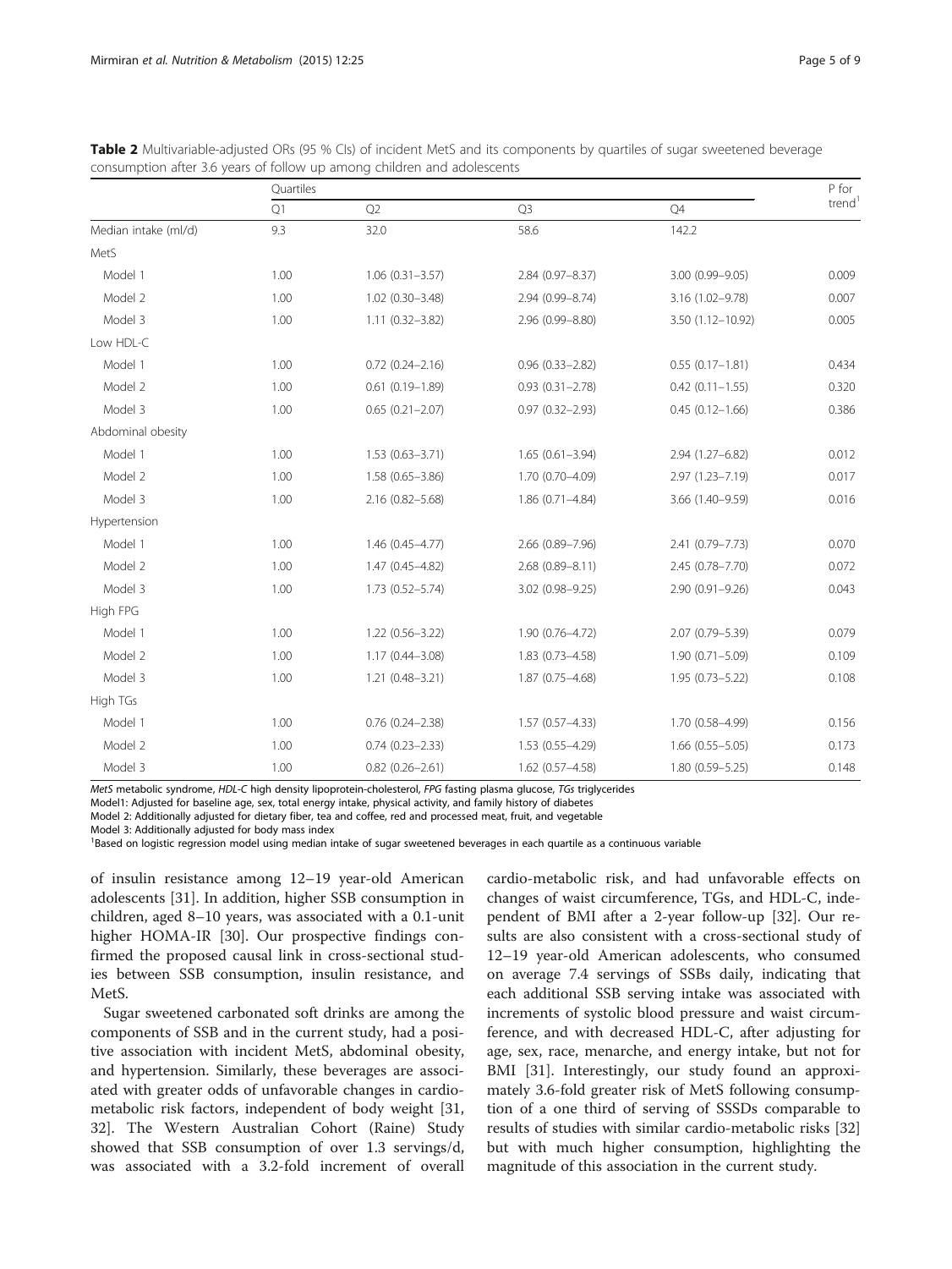**Table 2** Multivariable-adjusted ORs (95 % CIs) of incident MetS and its components by quartiles of sugar sweetened beverage consumption after 3.6 years of follow up among children and adolescents

| | Quartiles | | | | P for trend[1] |
|---|---|---|---|---|---|
| | Q1 | Q2 | Q3 | Q4 | |
| Median intake (ml/d) | 9.3 | 32.0 | 58.6 | 142.2 | |
| MetS | | | | | |
| Model 1 | 1.00 | 1.06 (0.31–3.57) | 2.84 (0.97–8.37) | 3.00 (0.99–9.05) | 0.009 |
| Model 2 | 1.00 | 1.02 (0.30–3.48) | 2.94 (0.99–8.74) | 3.16 (1.02–9.78) | 0.007 |
| Model 3 | 1.00 | 1.11 (0.32–3.82) | 2.96 (0.99–8.80) | 3.50 (1.12–10.92) | 0.005 |
| Low HDL-C | | | | | |
| Model 1 | 1.00 | 0.72 (0.24–2.16) | 0.96 (0.33–2.82) | 0.55 (0.17–1.81) | 0.434 |
| Model 2 | 1.00 | 0.61 (0.19–1.89) | 0.93 (0.31–2.78) | 0.42 (0.11–1.55) | 0.320 |
| Model 3 | 1.00 | 0.65 (0.21–2.07) | 0.97 (0.32–2.93) | 0.45 (0.12–1.66) | 0.386 |
| Abdominal obesity | | | | | |
| Model 1 | 1.00 | 1.53 (0.63–3.71) | 1.65 (0.61–3.94) | 2.94 (1.27–6.82) | 0.012 |
| Model 2 | 1.00 | 1.58 (0.65–3.86) | 1.70 (0.70–4.09) | 2.97 (1.23–7.19) | 0.017 |
| Model 3 | 1.00 | 2.16 (0.82–5.68) | 1.86 (0.71–4.84) | 3.66 (1.40–9.59) | 0.016 |
| Hypertension | | | | | |
| Model 1 | 1.00 | 1.46 (0.45–4.77) | 2.66 (0.89–7.96) | 2.41 (0.79–7.73) | 0.070 |
| Model 2 | 1.00 | 1.47 (0.45–4.82) | 2.68 (0.89–8.11) | 2.45 (0.78–7.70) | 0.072 |
| Model 3 | 1.00 | 1.73 (0.52–5.74) | 3.02 (0.98–9.25) | 2.90 (0.91–9.26) | 0.043 |
| High FPG | | | | | |
| Model 1 | 1.00 | 1.22 (0.56–3.22) | 1.90 (0.76–4.72) | 2.07 (0.79–5.39) | 0.079 |
| Model 2 | 1.00 | 1.17 (0.44–3.08) | 1.83 (0.73–4.58) | 1.90 (0.71–5.09) | 0.109 |
| Model 3 | 1.00 | 1.21 (0.48–3.21) | 1.87 (0.75–4.68) | 1.95 (0.73–5.22) | 0.108 |
| High TGs | | | | | |
| Model 1 | 1.00 | 0.76 (0.24–2.38) | 1.57 (0.57–4.33) | 1.70 (0.58–4.99) | 0.156 |
| Model 2 | 1.00 | 0.74 (0.23–2.33) | 1.53 (0.55–4.29) | 1.66 (0.55–5.05) | 0.173 |
| Model 3 | 1.00 | 0.82 (0.26–2.61) | 1.62 (0.57–4.58) | 1.80 (0.59–5.25) | 0.148 |

*MetS* metabolic syndrome, *HDL-C* high density lipoprotein-cholesterol, *FPG* fasting plasma glucose, *TGs* triglycerides

Model1: Adjusted for baseline age, sex, total energy intake, physical activity, and family history of diabetes

Model 2: Additionally adjusted for dietary fiber, tea and coffee, red and processed meat, fruit, and vegetable

Model 3: Additionally adjusted for body mass index

[1]Based on logistic regression model using median intake of sugar sweetened beverages in each quartile as a continuous variable

of insulin resistance among 12–19 year-old American adolescents [31]. In addition, higher SSB consumption in children, aged 8–10 years, was associated with a 0.1-unit higher HOMA-IR [30]. Our prospective findings confirmed the proposed causal link in cross-sectional studies between SSB consumption, insulin resistance, and MetS.

Sugar sweetened carbonated soft drinks are among the components of SSB and in the current study, had a positive association with incident MetS, abdominal obesity, and hypertension. Similarly, these beverages are associated with greater odds of unfavorable changes in cardiometabolic risk factors, independent of body weight [31, 32]. The Western Australian Cohort (Raine) Study showed that SSB consumption of over 1.3 servings/d, was associated with a 3.2-fold increment of overall cardio-metabolic risk, and had unfavorable effects on changes of waist circumference, TGs, and HDL-C, independent of BMI after a 2-year follow-up [32]. Our results are also consistent with a cross-sectional study of 12–19 year-old American adolescents, who consumed on average 7.4 servings of SSBs daily, indicating that each additional SSB serving intake was associated with increments of systolic blood pressure and waist circumference, and with decreased HDL-C, after adjusting for age, sex, race, menarche, and energy intake, but not for BMI [31]. Interestingly, our study found an approximately 3.6-fold greater risk of MetS following consumption of a one third of serving of SSSDs comparable to results of studies with similar cardio-metabolic risks [32] but with much higher consumption, highlighting the magnitude of this association in the current study.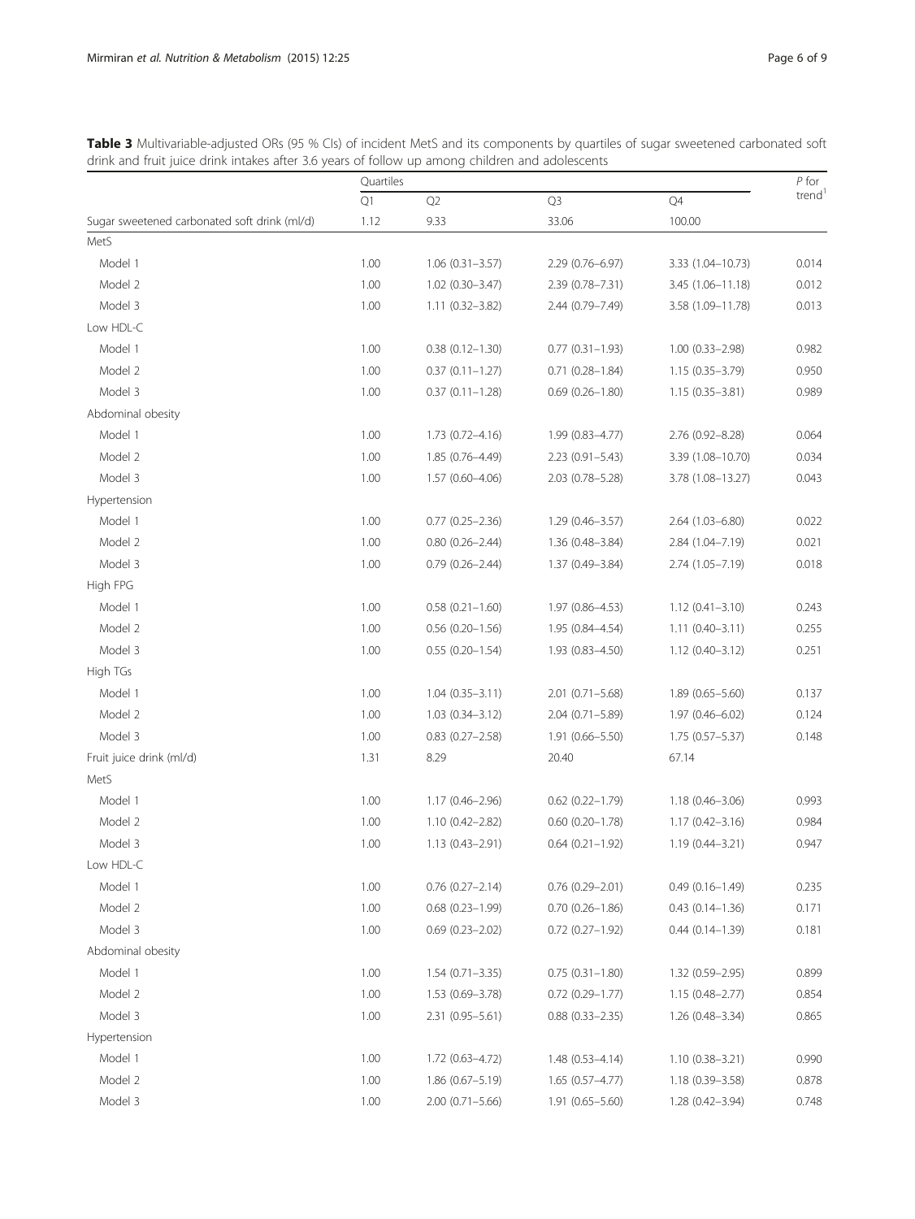**Table 3** Multivariable-adjusted ORs (95 % CIs) of incident MetS and its components by quartiles of sugar sweetened carbonated soft drink and fruit juice drink intakes after 3.6 years of follow up among children and adolescents

| | Quartiles | | | | *P* for trend[1] |
|---|---|---|---|---|---|
| | Q1 | Q2 | Q3 | Q4 | |
| Sugar sweetened carbonated soft drink (ml/d) | 1.12 | 9.33 | 33.06 | 100.00 | |
| MetS | | | | | |
| Model 1 | 1.00 | 1.06 (0.31–3.57) | 2.29 (0.76–6.97) | 3.33 (1.04–10.73) | 0.014 |
| Model 2 | 1.00 | 1.02 (0.30–3.47) | 2.39 (0.78–7.31) | 3.45 (1.06–11.18) | 0.012 |
| Model 3 | 1.00 | 1.11 (0.32–3.82) | 2.44 (0.79–7.49) | 3.58 (1.09–11.78) | 0.013 |
| Low HDL-C | | | | | |
| Model 1 | 1.00 | 0.38 (0.12–1.30) | 0.77 (0.31–1.93) | 1.00 (0.33–2.98) | 0.982 |
| Model 2 | 1.00 | 0.37 (0.11–1.27) | 0.71 (0.28–1.84) | 1.15 (0.35–3.79) | 0.950 |
| Model 3 | 1.00 | 0.37 (0.11–1.28) | 0.69 (0.26–1.80) | 1.15 (0.35–3.81) | 0.989 |
| Abdominal obesity | | | | | |
| Model 1 | 1.00 | 1.73 (0.72–4.16) | 1.99 (0.83–4.77) | 2.76 (0.92–8.28) | 0.064 |
| Model 2 | 1.00 | 1.85 (0.76–4.49) | 2.23 (0.91–5.43) | 3.39 (1.08–10.70) | 0.034 |
| Model 3 | 1.00 | 1.57 (0.60–4.06) | 2.03 (0.78–5.28) | 3.78 (1.08–13.27) | 0.043 |
| Hypertension | | | | | |
| Model 1 | 1.00 | 0.77 (0.25–2.36) | 1.29 (0.46–3.57) | 2.64 (1.03–6.80) | 0.022 |
| Model 2 | 1.00 | 0.80 (0.26–2.44) | 1.36 (0.48–3.84) | 2.84 (1.04–7.19) | 0.021 |
| Model 3 | 1.00 | 0.79 (0.26–2.44) | 1.37 (0.49–3.84) | 2.74 (1.05–7.19) | 0.018 |
| High FPG | | | | | |
| Model 1 | 1.00 | 0.58 (0.21–1.60) | 1.97 (0.86–4.53) | 1.12 (0.41–3.10) | 0.243 |
| Model 2 | 1.00 | 0.56 (0.20–1.56) | 1.95 (0.84–4.54) | 1.11 (0.40–3.11) | 0.255 |
| Model 3 | 1.00 | 0.55 (0.20–1.54) | 1.93 (0.83–4.50) | 1.12 (0.40–3.12) | 0.251 |
| High TGs | | | | | |
| Model 1 | 1.00 | 1.04 (0.35–3.11) | 2.01 (0.71–5.68) | 1.89 (0.65–5.60) | 0.137 |
| Model 2 | 1.00 | 1.03 (0.34–3.12) | 2.04 (0.71–5.89) | 1.97 (0.46–6.02) | 0.124 |
| Model 3 | 1.00 | 0.83 (0.27–2.58) | 1.91 (0.66–5.50) | 1.75 (0.57–5.37) | 0.148 |
| Fruit juice drink (ml/d) | 1.31 | 8.29 | 20.40 | 67.14 | |
| MetS | | | | | |
| Model 1 | 1.00 | 1.17 (0.46–2.96) | 0.62 (0.22–1.79) | 1.18 (0.46–3.06) | 0.993 |
| Model 2 | 1.00 | 1.10 (0.42–2.82) | 0.60 (0.20–1.78) | 1.17 (0.42–3.16) | 0.984 |
| Model 3 | 1.00 | 1.13 (0.43–2.91) | 0.64 (0.21–1.92) | 1.19 (0.44–3.21) | 0.947 |
| Low HDL-C | | | | | |
| Model 1 | 1.00 | 0.76 (0.27–2.14) | 0.76 (0.29–2.01) | 0.49 (0.16–1.49) | 0.235 |
| Model 2 | 1.00 | 0.68 (0.23–1.99) | 0.70 (0.26–1.86) | 0.43 (0.14–1.36) | 0.171 |
| Model 3 | 1.00 | 0.69 (0.23–2.02) | 0.72 (0.27–1.92) | 0.44 (0.14–1.39) | 0.181 |
| Abdominal obesity | | | | | |
| Model 1 | 1.00 | 1.54 (0.71–3.35) | 0.75 (0.31–1.80) | 1.32 (0.59–2.95) | 0.899 |
| Model 2 | 1.00 | 1.53 (0.69–3.78) | 0.72 (0.29–1.77) | 1.15 (0.48–2.77) | 0.854 |
| Model 3 | 1.00 | 2.31 (0.95–5.61) | 0.88 (0.33–2.35) | 1.26 (0.48–3.34) | 0.865 |
| Hypertension | | | | | |
| Model 1 | 1.00 | 1.72 (0.63–4.72) | 1.48 (0.53–4.14) | 1.10 (0.38–3.21) | 0.990 |
| Model 2 | 1.00 | 1.86 (0.67–5.19) | 1.65 (0.57–4.77) | 1.18 (0.39–3.58) | 0.878 |
| Model 3 | 1.00 | 2.00 (0.71–5.66) | 1.91 (0.65–5.60) | 1.28 (0.42–3.94) | 0.748 |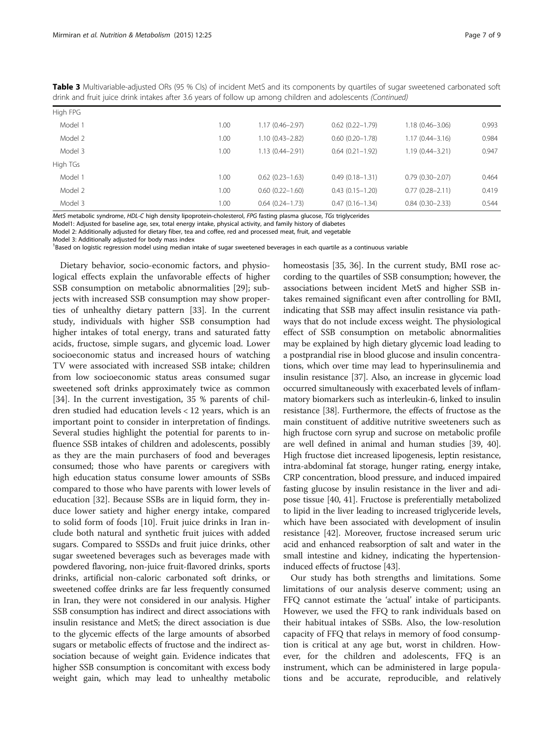**Table 3** Multivariable-adjusted ORs (95 % CIs) of incident MetS and its components by quartiles of sugar sweetened carbonated soft drink and fruit juice drink intakes after 3.6 years of follow up among children and adolescents *(Continued)*

| | | | | | |
|---|---|---|---|---|---|
| High FPG | | | | | |
| Model 1 | 1.00 | 1.17 (0.46–2.97) | 0.62 (0.22–1.79) | 1.18 (0.46–3.06) | 0.993 |
| Model 2 | 1.00 | 1.10 (0.43–2.82) | 0.60 (0.20–1.78) | 1.17 (0.44–3.16) | 0.984 |
| Model 3 | 1.00 | 1.13 (0.44–2.91) | 0.64 (0.21–1.92) | 1.19 (0.44–3.21) | 0.947 |
| High TGs | | | | | |
| Model 1 | 1.00 | 0.62 (0.23–1.63) | 0.49 (0.18–1.31) | 0.79 (0.30–2.07) | 0.464 |
| Model 2 | 1.00 | 0.60 (0.22–1.60) | 0.43 (0.15–1.20) | 0.77 (0.28–2.11) | 0.419 |
| Model 3 | 1.00 | 0.64 (0.24–1.73) | 0.47 (0.16–1.34) | 0.84 (0.30–2.33) | 0.544 |

*MetS* metabolic syndrome, *HDL-C* high density lipoprotein-cholesterol, *FPG* fasting plasma glucose, *TGs* triglycerides

Model1: Adjusted for baseline age, sex, total energy intake, physical activity, and family history of diabetes

Model 2: Additionally adjusted for dietary fiber, tea and coffee, red and processed meat, fruit, and vegetable

Model 3: Additionally adjusted for body mass index

[1]Based on logistic regression model using median intake of sugar sweetened beverages in each quartile as a continuous variable

Dietary behavior, socio-economic factors, and physiological effects explain the unfavorable effects of higher SSB consumption on metabolic abnormalities [29]; subjects with increased SSB consumption may show properties of unhealthy dietary pattern [33]. In the current study, individuals with higher SSB consumption had higher intakes of total energy, trans and saturated fatty acids, fructose, simple sugars, and glycemic load. Lower socioeconomic status and increased hours of watching TV were associated with increased SSB intake; children from low socioeconomic status areas consumed sugar sweetened soft drinks approximately twice as common [34]. In the current investigation, 35 % parents of children studied had education levels < 12 years, which is an important point to consider in interpretation of findings. Several studies highlight the potential for parents to influence SSB intakes of children and adolescents, possibly as they are the main purchasers of food and beverages consumed; those who have parents or caregivers with high education status consume lower amounts of SSBs compared to those who have parents with lower levels of education [32]. Because SSBs are in liquid form, they induce lower satiety and higher energy intake, compared to solid form of foods [10]. Fruit juice drinks in Iran include both natural and synthetic fruit juices with added sugars. Compared to SSSDs and fruit juice drinks, other sugar sweetened beverages such as beverages made with powdered flavoring, non-juice fruit-flavored drinks, sports drinks, artificial non-caloric carbonated soft drinks, or sweetened coffee drinks are far less frequently consumed in Iran, they were not considered in our analysis. Higher SSB consumption has indirect and direct associations with insulin resistance and MetS; the direct association is due to the glycemic effects of the large amounts of absorbed sugars or metabolic effects of fructose and the indirect association because of weight gain. Evidence indicates that higher SSB consumption is concomitant with excess body weight gain, which may lead to unhealthy metabolic homeostasis [35, 36]. In the current study, BMI rose according to the quartiles of SSB consumption; however, the associations between incident MetS and higher SSB intakes remained significant even after controlling for BMI, indicating that SSB may affect insulin resistance via pathways that do not include excess weight. The physiological effect of SSB consumption on metabolic abnormalities may be explained by high dietary glycemic load leading to a postprandial rise in blood glucose and insulin concentrations, which over time may lead to hyperinsulinemia and insulin resistance [37]. Also, an increase in glycemic load occurred simultaneously with exacerbated levels of inflammatory biomarkers such as interleukin-6, linked to insulin resistance [38]. Furthermore, the effects of fructose as the main constituent of additive nutritive sweeteners such as high fructose corn syrup and sucrose on metabolic profile are well defined in animal and human studies [39, 40]. High fructose diet increased lipogenesis, leptin resistance, intra-abdominal fat storage, hunger rating, energy intake, CRP concentration, blood pressure, and induced impaired fasting glucose by insulin resistance in the liver and adipose tissue [40, 41]. Fructose is preferentially metabolized to lipid in the liver leading to increased triglyceride levels, which have been associated with development of insulin resistance [42]. Moreover, fructose increased serum uric acid and enhanced reabsorption of salt and water in the small intestine and kidney, indicating the hypertension-induced effects of fructose [43].

Our study has both strengths and limitations. Some limitations of our analysis deserve comment; using an FFQ cannot estimate the 'actual' intake of participants. However, we used the FFQ to rank individuals based on their habitual intakes of SSBs. Also, the low-resolution capacity of FFQ that relays in memory of food consumption is critical at any age but, worst in children. However, for the children and adolescents, FFQ is an instrument, which can be administered in large populations and be accurate, reproducible, and relatively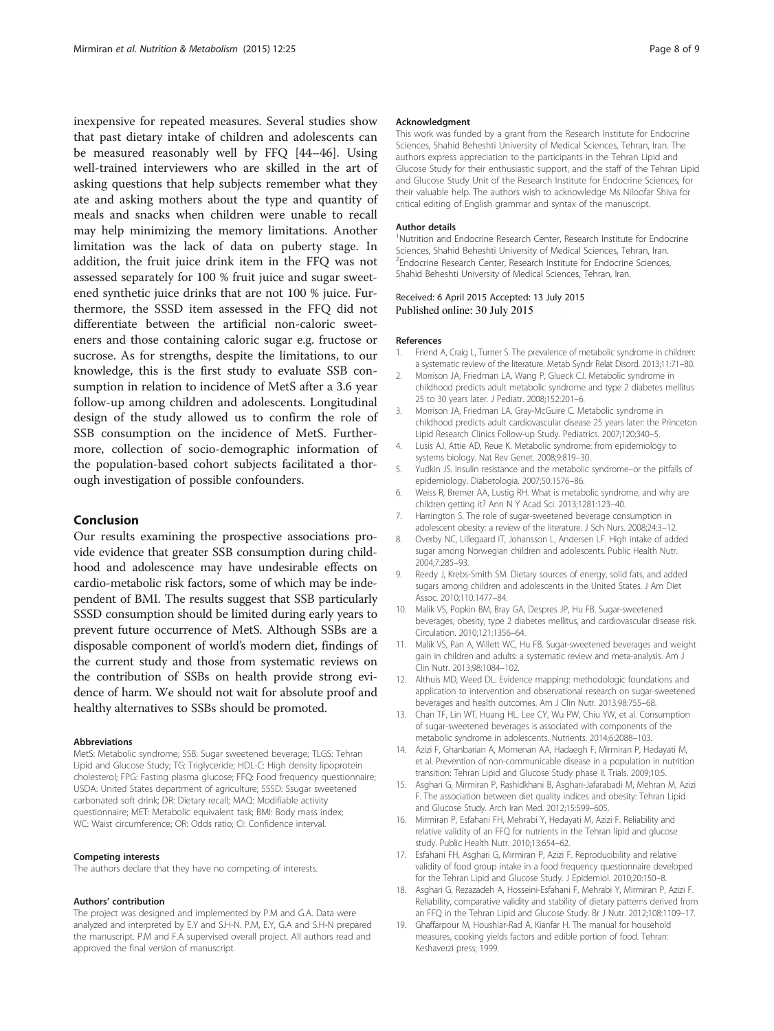inexpensive for repeated measures. Several studies show that past dietary intake of children and adolescents can be measured reasonably well by FFQ [44–46]. Using well-trained interviewers who are skilled in the art of asking questions that help subjects remember what they ate and asking mothers about the type and quantity of meals and snacks when children were unable to recall may help minimizing the memory limitations. Another limitation was the lack of data on puberty stage. In addition, the fruit juice drink item in the FFQ was not assessed separately for 100 % fruit juice and sugar sweetened synthetic juice drinks that are not 100 % juice. Furthermore, the SSSD item assessed in the FFQ did not differentiate between the artificial non-caloric sweeteners and those containing caloric sugar e.g. fructose or sucrose. As for strengths, despite the limitations, to our knowledge, this is the first study to evaluate SSB consumption in relation to incidence of MetS after a 3.6 year follow-up among children and adolescents. Longitudinal design of the study allowed us to confirm the role of SSB consumption on the incidence of MetS. Furthermore, collection of socio-demographic information of the population-based cohort subjects facilitated a thorough investigation of possible confounders.

## Conclusion

Our results examining the prospective associations provide evidence that greater SSB consumption during childhood and adolescence may have undesirable effects on cardio-metabolic risk factors, some of which may be independent of BMI. The results suggest that SSB particularly SSSD consumption should be limited during early years to prevent future occurrence of MetS. Although SSBs are a disposable component of world's modern diet, findings of the current study and those from systematic reviews on the contribution of SSBs on health provide strong evidence of harm. We should not wait for absolute proof and healthy alternatives to SSBs should be promoted.

#### Abbreviations

MetS: Metabolic syndrome; SSB: Sugar sweetened beverage; TLGS: Tehran Lipid and Glucose Study; TG: Triglyceride; HDL-C: High density lipoprotein cholesterol; FPG: Fasting plasma glucose; FFQ: Food frequency questionnaire; USDA: United States department of agriculture; SSSD: Ssugar sweetened carbonated soft drink; DR: Dietary recall; MAQ: Modifiable activity questionnaire; MET: Metabolic equivalent task; BMI: Body mass index; WC: Waist circumference; OR: Odds ratio; CI: Confidence interval.

#### Competing interests

The authors declare that they have no competing of interests.

#### Authors' contribution

The project was designed and implemented by P.M and G.A. Data were analyzed and interpreted by E.Y and S.H-N. P.M, E.Y, G.A and S.H-N prepared the manuscript. P.M and F.A supervised overall project. All authors read and approved the final version of manuscript.

#### Acknowledgment

This work was funded by a grant from the Research Institute for Endocrine Sciences, Shahid Beheshti University of Medical Sciences, Tehran, Iran. The authors express appreciation to the participants in the Tehran Lipid and Glucose Study for their enthusiastic support, and the staff of the Tehran Lipid and Glucose Study Unit of the Research Institute for Endocrine Sciences, for their valuable help. The authors wish to acknowledge Ms Niloofar Shiva for critical editing of English grammar and syntax of the manuscript.

#### Author details

[1]Nutrition and Endocrine Research Center, Research Institute for Endocrine Sciences, Shahid Beheshti University of Medical Sciences, Tehran, Iran. [2]Endocrine Research Center, Research Institute for Endocrine Sciences, Shahid Beheshti University of Medical Sciences, Tehran, Iran.

Received: 6 April 2015 Accepted: 13 July 2015
Published online: 30 July 2015

#### References

1. Friend A, Craig L, Turner S. The prevalence of metabolic syndrome in children: a systematic review of the literature. Metab Syndr Relat Disord. 2013;11:71–80.
2. Morrison JA, Friedman LA, Wang P, Glueck CJ. Metabolic syndrome in childhood predicts adult metabolic syndrome and type 2 diabetes mellitus 25 to 30 years later. J Pediatr. 2008;152:201–6.
3. Morrison JA, Friedman LA, Gray-McGuire C. Metabolic syndrome in childhood predicts adult cardiovascular disease 25 years later: the Princeton Lipid Research Clinics Follow-up Study. Pediatrics. 2007;120:340–5.
4. Lusis AJ, Attie AD, Reue K. Metabolic syndrome: from epidemiology to systems biology. Nat Rev Genet. 2008;9:819–30.
5. Yudkin JS. Insulin resistance and the metabolic syndrome–or the pitfalls of epidemiology. Diabetologia. 2007;50:1576–86.
6. Weiss R, Bremer AA, Lustig RH. What is metabolic syndrome, and why are children getting it? Ann N Y Acad Sci. 2013;1281:123–40.
7. Harrington S. The role of sugar-sweetened beverage consumption in adolescent obesity: a review of the literature. J Sch Nurs. 2008;24:3–12.
8. Overby NC, Lillegaard IT, Johansson L, Andersen LF. High intake of added sugar among Norwegian children and adolescents. Public Health Nutr. 2004;7:285–93.
9. Reedy J, Krebs-Smith SM. Dietary sources of energy, solid fats, and added sugars among children and adolescents in the United States. J Am Diet Assoc. 2010;110:1477–84.
10. Malik VS, Popkin BM, Bray GA, Despres JP, Hu FB. Sugar-sweetened beverages, obesity, type 2 diabetes mellitus, and cardiovascular disease risk. Circulation. 2010;121:1356–64.
11. Malik VS, Pan A, Willett WC, Hu FB. Sugar-sweetened beverages and weight gain in children and adults: a systematic review and meta-analysis. Am J Clin Nutr. 2013;98:1084–102.
12. Althuis MD, Weed DL. Evidence mapping: methodologic foundations and application to intervention and observational research on sugar-sweetened beverages and health outcomes. Am J Clin Nutr. 2013;98:755–68.
13. Chan TF, Lin WT, Huang HL, Lee CY, Wu PW, Chiu YW, et al. Consumption of sugar-sweetened beverages is associated with components of the metabolic syndrome in adolescents. Nutrients. 2014;6:2088–103.
14. Azizi F, Ghanbarian A, Momenan AA, Hadaegh F, Mirmiran P, Hedayati M, et al. Prevention of non-communicable disease in a population in nutrition transition: Tehran Lipid and Glucose Study phase II. Trials. 2009;10:5.
15. Asghari G, Mirmiran P, Rashidkhani B, Asghari-Jafarabadi M, Mehran M, Azizi F. The association between diet quality indices and obesity: Tehran Lipid and Glucose Study. Arch Iran Med. 2012;15:599–605.
16. Mirmiran P, Esfahani FH, Mehrabi Y, Hedayati M, Azizi F. Reliability and relative validity of an FFQ for nutrients in the Tehran lipid and glucose study. Public Health Nutr. 2010;13:654–62.
17. Esfahani FH, Asghari G, Mirmiran P, Azizi F. Reproducibility and relative validity of food group intake in a food frequency questionnaire developed for the Tehran Lipid and Glucose Study. J Epidemiol. 2010;20:150–8.
18. Asghari G, Rezazadeh A, Hosseini-Esfahani F, Mehrabi Y, Mirmiran P, Azizi F. Reliability, comparative validity and stability of dietary patterns derived from an FFQ in the Tehran Lipid and Glucose Study. Br J Nutr. 2012;108:1109–17.
19. Ghaffarpour M, Houshiar-Rad A, Kianfar H. The manual for household measures, cooking yields factors and edible portion of food. Tehran: Keshaverzi press; 1999.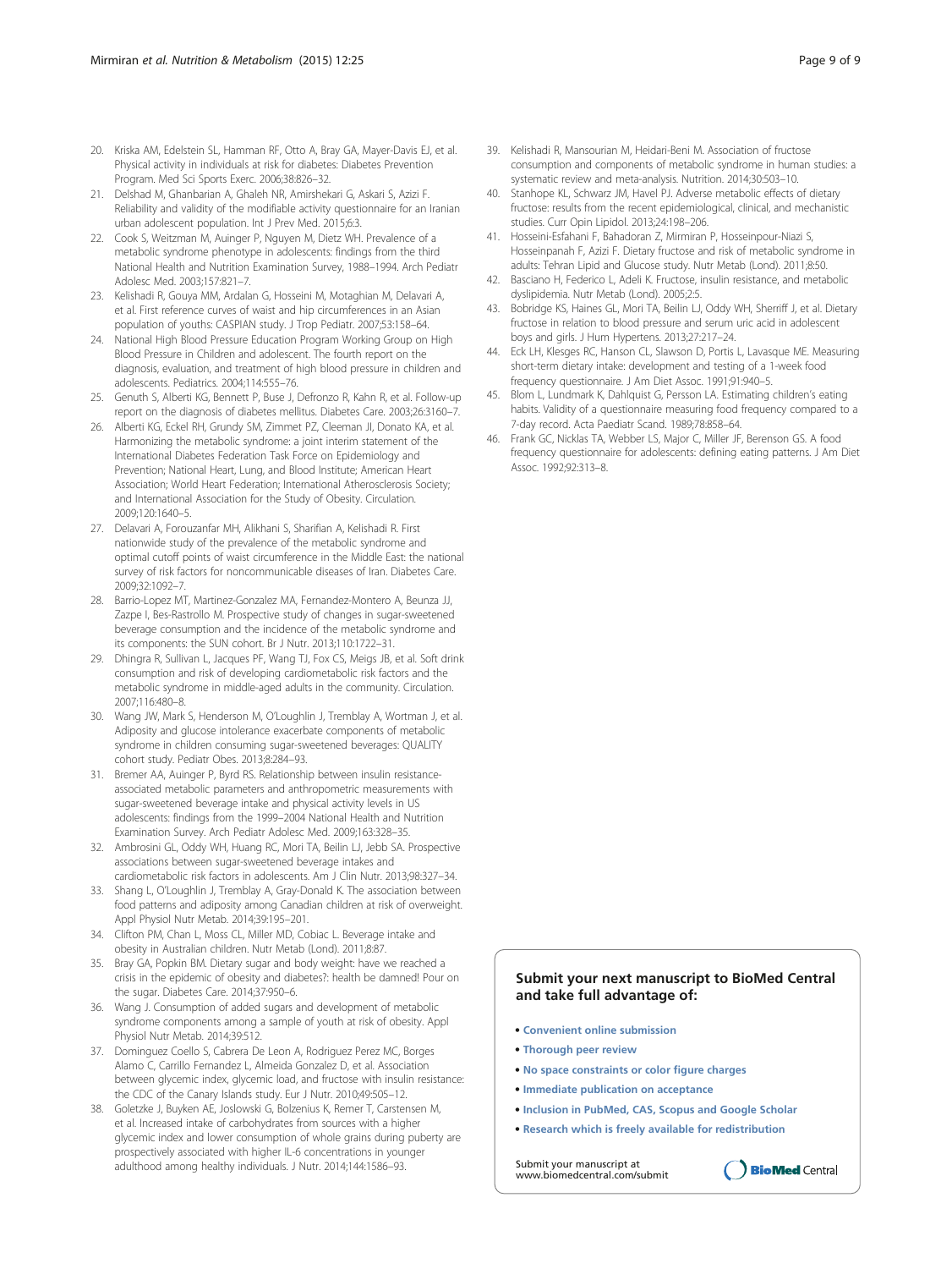20. Kriska AM, Edelstein SL, Hamman RF, Otto A, Bray GA, Mayer-Davis EJ, et al. Physical activity in individuals at risk for diabetes: Diabetes Prevention Program. Med Sci Sports Exerc. 2006;38:826–32.
21. Delshad M, Ghanbarian A, Ghaleh NR, Amirshekari G, Askari S, Azizi F. Reliability and validity of the modifiable activity questionnaire for an Iranian urban adolescent population. Int J Prev Med. 2015;6:3.
22. Cook S, Weitzman M, Auinger P, Nguyen M, Dietz WH. Prevalence of a metabolic syndrome phenotype in adolescents: findings from the third National Health and Nutrition Examination Survey, 1988–1994. Arch Pediatr Adolesc Med. 2003;157:821–7.
23. Kelishadi R, Gouya MM, Ardalan G, Hosseini M, Motaghian M, Delavari A, et al. First reference curves of waist and hip circumferences in an Asian population of youths: CASPIAN study. J Trop Pediatr. 2007;53:158–64.
24. National High Blood Pressure Education Program Working Group on High Blood Pressure in Children and adolescent. The fourth report on the diagnosis, evaluation, and treatment of high blood pressure in children and adolescents. Pediatrics. 2004;114:555–76.
25. Genuth S, Alberti KG, Bennett P, Buse J, Defronzo R, Kahn R, et al. Follow-up report on the diagnosis of diabetes mellitus. Diabetes Care. 2003;26:3160–7.
26. Alberti KG, Eckel RH, Grundy SM, Zimmet PZ, Cleeman JI, Donato KA, et al. Harmonizing the metabolic syndrome: a joint interim statement of the International Diabetes Federation Task Force on Epidemiology and Prevention; National Heart, Lung, and Blood Institute; American Heart Association; World Heart Federation; International Atherosclerosis Society; and International Association for the Study of Obesity. Circulation. 2009;120:1640–5.
27. Delavari A, Forouzanfar MH, Alikhani S, Sharifian A, Kelishadi R. First nationwide study of the prevalence of the metabolic syndrome and optimal cutoff points of waist circumference in the Middle East: the national survey of risk factors for noncommunicable diseases of Iran. Diabetes Care. 2009;32:1092–7.
28. Barrio-Lopez MT, Martinez-Gonzalez MA, Fernandez-Montero A, Beunza JJ, Zazpe I, Bes-Rastrollo M. Prospective study of changes in sugar-sweetened beverage consumption and the incidence of the metabolic syndrome and its components: the SUN cohort. Br J Nutr. 2013;110:1722–31.
29. Dhingra R, Sullivan L, Jacques PF, Wang TJ, Fox CS, Meigs JB, et al. Soft drink consumption and risk of developing cardiometabolic risk factors and the metabolic syndrome in middle-aged adults in the community. Circulation. 2007;116:480–8.
30. Wang JW, Mark S, Henderson M, O'Loughlin J, Tremblay A, Wortman J, et al. Adiposity and glucose intolerance exacerbate components of metabolic syndrome in children consuming sugar-sweetened beverages: QUALITY cohort study. Pediatr Obes. 2013;8:284–93.
31. Bremer AA, Auinger P, Byrd RS. Relationship between insulin resistance-associated metabolic parameters and anthropometric measurements with sugar-sweetened beverage intake and physical activity levels in US adolescents: findings from the 1999–2004 National Health and Nutrition Examination Survey. Arch Pediatr Adolesc Med. 2009;163:328–35.
32. Ambrosini GL, Oddy WH, Huang RC, Mori TA, Beilin LJ, Jebb SA. Prospective associations between sugar-sweetened beverage intakes and cardiometabolic risk factors in adolescents. Am J Clin Nutr. 2013;98:327–34.
33. Shang L, O'Loughlin J, Tremblay A, Gray-Donald K. The association between food patterns and adiposity among Canadian children at risk of overweight. Appl Physiol Nutr Metab. 2014;39:195–201.
34. Clifton PM, Chan L, Moss CL, Miller MD, Cobiac L. Beverage intake and obesity in Australian children. Nutr Metab (Lond). 2011;8:87.
35. Bray GA, Popkin BM. Dietary sugar and body weight: have we reached a crisis in the epidemic of obesity and diabetes?: health be damned! Pour on the sugar. Diabetes Care. 2014;37:950–6.
36. Wang J. Consumption of added sugars and development of metabolic syndrome components among a sample of youth at risk of obesity. Appl Physiol Nutr Metab. 2014;39:512.
37. Dominguez Coello S, Cabrera De Leon A, Rodriguez Perez MC, Borges Alamo C, Carrillo Fernandez L, Almeida Gonzalez D, et al. Association between glycemic index, glycemic load, and fructose with insulin resistance: the CDC of the Canary Islands study. Eur J Nutr. 2010;49:505–12.
38. Goletzke J, Buyken AE, Joslowski G, Bolzenius K, Remer T, Carstensen M, et al. Increased intake of carbohydrates from sources with a higher glycemic index and lower consumption of whole grains during puberty are prospectively associated with higher IL-6 concentrations in younger adulthood among healthy individuals. J Nutr. 2014;144:1586–93.
39. Kelishadi R, Mansourian M, Heidari-Beni M. Association of fructose consumption and components of metabolic syndrome in human studies: a systematic review and meta-analysis. Nutrition. 2014;30:503–10.
40. Stanhope KL, Schwarz JM, Havel PJ. Adverse metabolic effects of dietary fructose: results from the recent epidemiological, clinical, and mechanistic studies. Curr Opin Lipidol. 2013;24:198–206.
41. Hosseini-Esfahani F, Bahadoran Z, Mirmiran P, Hosseinpour-Niazi S, Hosseinpanah F, Azizi F. Dietary fructose and risk of metabolic syndrome in adults: Tehran Lipid and Glucose study. Nutr Metab (Lond). 2011;8:50.
42. Basciano H, Federico L, Adeli K. Fructose, insulin resistance, and metabolic dyslipidemia. Nutr Metab (Lond). 2005;2:5.
43. Bobridge KS, Haines GL, Mori TA, Beilin LJ, Oddy WH, Sherriff J, et al. Dietary fructose in relation to blood pressure and serum uric acid in adolescent boys and girls. J Hum Hypertens. 2013;27:217–24.
44. Eck LH, Klesges RC, Hanson CL, Slawson D, Portis L, Lavasque ME. Measuring short-term dietary intake: development and testing of a 1-week food frequency questionnaire. J Am Diet Assoc. 1991;91:940–5.
45. Blom L, Lundmark K, Dahlquist G, Persson LA. Estimating children's eating habits. Validity of a questionnaire measuring food frequency compared to a 7-day record. Acta Paediatr Scand. 1989;78:858–64.
46. Frank GC, Nicklas TA, Webber LS, Major C, Miller JF, Berenson GS. A food frequency questionnaire for adolescents: defining eating patterns. J Am Diet Assoc. 1992;92:313–8.

**Submit your next manuscript to BioMed Central and take full advantage of:**

- **Convenient online submission**
- **Thorough peer review**
- **No space constraints or color figure charges**
- **Immediate publication on acceptance**
- **Inclusion in PubMed, CAS, Scopus and Google Scholar**
- **Research which is freely available for redistribution**

Submit your manuscript at
www.biomedcentral.com/submit

BioMed Central